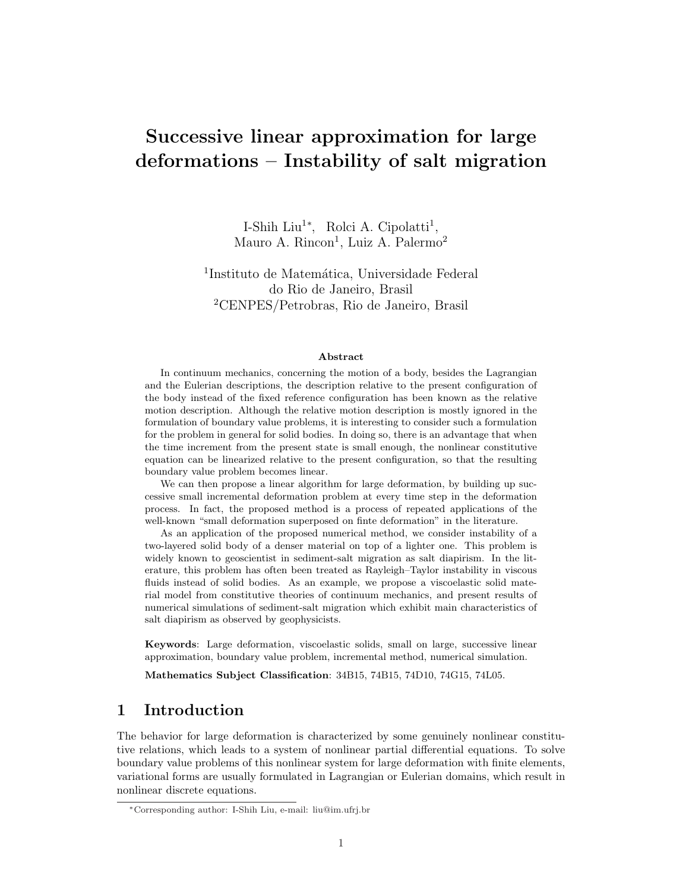# Successive linear approximation for large deformations – Instability of salt migration

I-Shih Liu[1*], Rolci A. Cipolatti[1], Mauro A. Rincon[1], Luiz A. Palermo[2]

[1]Instituto de Matemática, Universidade Federal do Rio de Janeiro, Brasil
[2]CENPES/Petrobras, Rio de Janeiro, Brasil

### Abstract

In continuum mechanics, concerning the motion of a body, besides the Lagrangian and the Eulerian descriptions, the description relative to the present configuration of the body instead of the fixed reference configuration has been known as the relative motion description. Although the relative motion description is mostly ignored in the formulation of boundary value problems, it is interesting to consider such a formulation for the problem in general for solid bodies. In doing so, there is an advantage that when the time increment from the present state is small enough, the nonlinear constitutive equation can be linearized relative to the present configuration, so that the resulting boundary value problem becomes linear.

We can then propose a linear algorithm for large deformation, by building up successive small incremental deformation problem at every time step in the deformation process. In fact, the proposed method is a process of repeated applications of the well-known "small deformation superposed on finte deformation" in the literature.

As an application of the proposed numerical method, we consider instability of a two-layered solid body of a denser material on top of a lighter one. This problem is widely known to geoscientist in sediment-salt migration as salt diapirism. In the literature, this problem has often been treated as Rayleigh–Taylor instability in viscous fluids instead of solid bodies. As an example, we propose a viscoelastic solid material model from constitutive theories of continuum mechanics, and present results of numerical simulations of sediment-salt migration which exhibit main characteristics of salt diapirism as observed by geophysicists.

**Keywords**: Large deformation, viscoelastic solids, small on large, successive linear approximation, boundary value problem, incremental method, numerical simulation.

**Mathematics Subject Classification**: 34B15, 74B15, 74D10, 74G15, 74L05.

## 1 Introduction

The behavior for large deformation is characterized by some genuinely nonlinear constitutive relations, which leads to a system of nonlinear partial differential equations. To solve boundary value problems of this nonlinear system for large deformation with finite elements, variational forms are usually formulated in Lagrangian or Eulerian domains, which result in nonlinear discrete equations.

[*]Corresponding author: I-Shih Liu, e-mail: liu@im.ufrj.br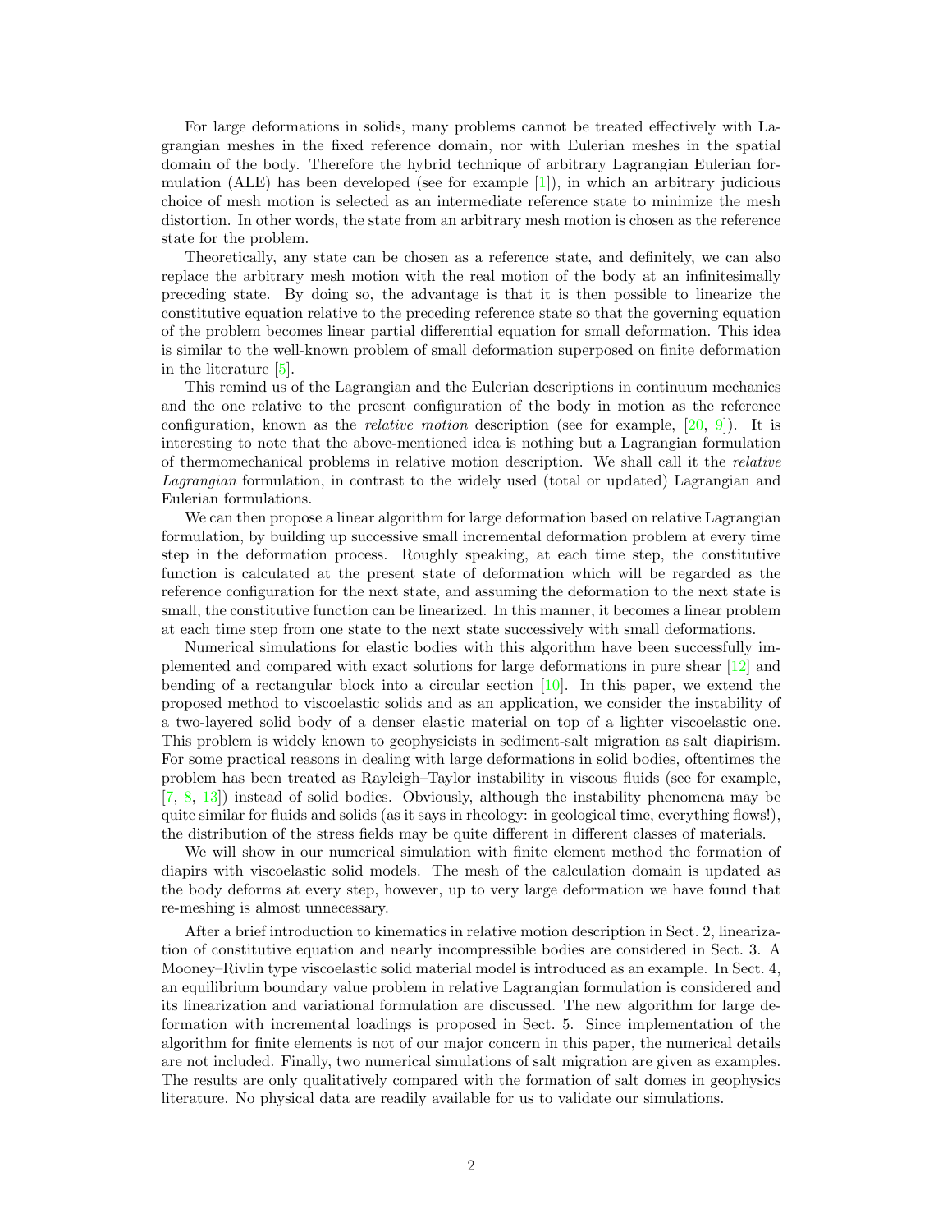For large deformations in solids, many problems cannot be treated effectively with Lagrangian meshes in the fixed reference domain, nor with Eulerian meshes in the spatial domain of the body. Therefore the hybrid technique of arbitrary Lagrangian Eulerian formulation (ALE) has been developed (see for example [1]), in which an arbitrary judicious choice of mesh motion is selected as an intermediate reference state to minimize the mesh distortion. In other words, the state from an arbitrary mesh motion is chosen as the reference state for the problem.

Theoretically, any state can be chosen as a reference state, and definitely, we can also replace the arbitrary mesh motion with the real motion of the body at an infinitesimally preceding state. By doing so, the advantage is that it is then possible to linearize the constitutive equation relative to the preceding reference state so that the governing equation of the problem becomes linear partial differential equation for small deformation. This idea is similar to the well-known problem of small deformation superposed on finite deformation in the literature [5].

This remind us of the Lagrangian and the Eulerian descriptions in continuum mechanics and the one relative to the present configuration of the body in motion as the reference configuration, known as the *relative motion* description (see for example, [20, 9]). It is interesting to note that the above-mentioned idea is nothing but a Lagrangian formulation of thermomechanical problems in relative motion description. We shall call it the *relative Lagrangian* formulation, in contrast to the widely used (total or updated) Lagrangian and Eulerian formulations.

We can then propose a linear algorithm for large deformation based on relative Lagrangian formulation, by building up successive small incremental deformation problem at every time step in the deformation process. Roughly speaking, at each time step, the constitutive function is calculated at the present state of deformation which will be regarded as the reference configuration for the next state, and assuming the deformation to the next state is small, the constitutive function can be linearized. In this manner, it becomes a linear problem at each time step from one state to the next state successively with small deformations.

Numerical simulations for elastic bodies with this algorithm have been successfully implemented and compared with exact solutions for large deformations in pure shear [12] and bending of a rectangular block into a circular section [10]. In this paper, we extend the proposed method to viscoelastic solids and as an application, we consider the instability of a two-layered solid body of a denser elastic material on top of a lighter viscoelastic one. This problem is widely known to geophysicists in sediment-salt migration as salt diapirism. For some practical reasons in dealing with large deformations in solid bodies, oftentimes the problem has been treated as Rayleigh–Taylor instability in viscous fluids (see for example, [7, 8, 13]) instead of solid bodies. Obviously, although the instability phenomena may be quite similar for fluids and solids (as it says in rheology: in geological time, everything flows!), the distribution of the stress fields may be quite different in different classes of materials.

We will show in our numerical simulation with finite element method the formation of diapirs with viscoelastic solid models. The mesh of the calculation domain is updated as the body deforms at every step, however, up to very large deformation we have found that re-meshing is almost unnecessary.

After a brief introduction to kinematics in relative motion description in Sect. 2, linearization of constitutive equation and nearly incompressible bodies are considered in Sect. 3. A Mooney–Rivlin type viscoelastic solid material model is introduced as an example. In Sect. 4, an equilibrium boundary value problem in relative Lagrangian formulation is considered and its linearization and variational formulation are discussed. The new algorithm for large deformation with incremental loadings is proposed in Sect. 5. Since implementation of the algorithm for finite elements is not of our major concern in this paper, the numerical details are not included. Finally, two numerical simulations of salt migration are given as examples. The results are only qualitatively compared with the formation of salt domes in geophysics literature. No physical data are readily available for us to validate our simulations.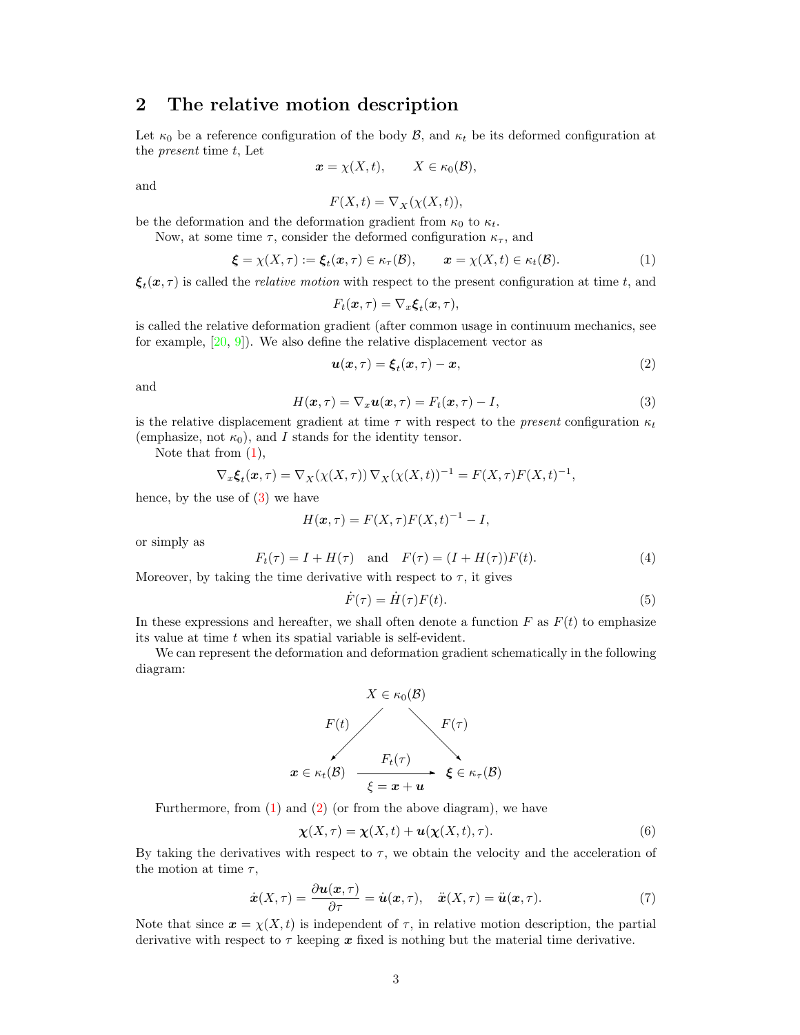## 2 The relative motion description

Let $\kappa_0$ be a reference configuration of the body $\mathcal{B}$, and $\kappa_t$ be its deformed configuration at the *present* time $t$, Let

$$\boldsymbol{x} = \chi(X, t), \qquad X \in \kappa_0(\mathcal{B}),$$

and

$$F(X, t) = \nabla_X(\chi(X, t)),$$

be the deformation and the deformation gradient from $\kappa_0$ to $\kappa_t$.

Now, at some time $\tau$, consider the deformed configuration $\kappa_\tau$, and

$$\boldsymbol{\xi} = \chi(X, \tau) := \boldsymbol{\xi}_t(\boldsymbol{x}, \tau) \in \kappa_\tau(\mathcal{B}), \qquad \boldsymbol{x} = \chi(X, t) \in \kappa_t(\mathcal{B}). \tag{1}$$

$\boldsymbol{\xi}_t(\boldsymbol{x}, \tau)$ is called the *relative motion* with respect to the present configuration at time $t$, and

$$F_t(\boldsymbol{x}, \tau) = \nabla_x \boldsymbol{\xi}_t(\boldsymbol{x}, \tau),$$

is called the relative deformation gradient (after common usage in continuum mechanics, see for example, [20, 9]). We also define the relative displacement vector as

$$\boldsymbol{u}(\boldsymbol{x}, \tau) = \boldsymbol{\xi}_t(\boldsymbol{x}, \tau) - \boldsymbol{x}, \tag{2}$$

and

$$H(\boldsymbol{x}, \tau) = \nabla_x \boldsymbol{u}(\boldsymbol{x}, \tau) = F_t(\boldsymbol{x}, \tau) - I, \tag{3}$$

is the relative displacement gradient at time $\tau$ with respect to the *present* configuration $\kappa_t$ (emphasize, not $\kappa_0$), and $I$ stands for the identity tensor.

Note that from (1),

$$\nabla_x \boldsymbol{\xi}_t(\boldsymbol{x}, \tau) = \nabla_X(\chi(X, \tau))\, \nabla_X(\chi(X, t))^{-1} = F(X, \tau) F(X, t)^{-1},$$

hence, by the use of (3) we have

$$H(\boldsymbol{x}, \tau) = F(X, \tau) F(X, t)^{-1} - I,$$

or simply as

$$F_t(\tau) = I + H(\tau) \quad \text{and} \quad F(\tau) = (I + H(\tau)) F(t). \tag{4}$$

Moreover, by taking the time derivative with respect to $\tau$, it gives

$$\dot{F}(\tau) = \dot{H}(\tau) F(t). \tag{5}$$

In these expressions and hereafter, we shall often denote a function $F$ as $F(t)$ to emphasize its value at time $t$ when its spatial variable is self-evident.

We can represent the deformation and deformation gradient schematically in the following diagram:

$$\begin{array}{ccc} & X \in \kappa_0(\mathcal{B}) & \\ F(t) \swarrow & & \searrow F(\tau) \\ \boldsymbol{x} \in \kappa_t(\mathcal{B}) & \xrightarrow[\xi = \boldsymbol{x} + \boldsymbol{u}]{F_t(\tau)} & \boldsymbol{\xi} \in \kappa_\tau(\mathcal{B}) \end{array}$$

Furthermore, from (1) and (2) (or from the above diagram), we have

$$\boldsymbol{\chi}(X, \tau) = \boldsymbol{\chi}(X, t) + \boldsymbol{u}(\boldsymbol{\chi}(X, t), \tau). \tag{6}$$

By taking the derivatives with respect to $\tau$, we obtain the velocity and the acceleration of the motion at time $\tau$,

$$\dot{\boldsymbol{x}}(X, \tau) = \frac{\partial \boldsymbol{u}(\boldsymbol{x}, \tau)}{\partial \tau} = \dot{\boldsymbol{u}}(\boldsymbol{x}, \tau), \quad \ddot{\boldsymbol{x}}(X, \tau) = \ddot{\boldsymbol{u}}(\boldsymbol{x}, \tau). \tag{7}$$

Note that since $\boldsymbol{x} = \chi(X, t)$ is independent of $\tau$, in relative motion description, the partial derivative with respect to $\tau$ keeping $\boldsymbol{x}$ fixed is nothing but the material time derivative.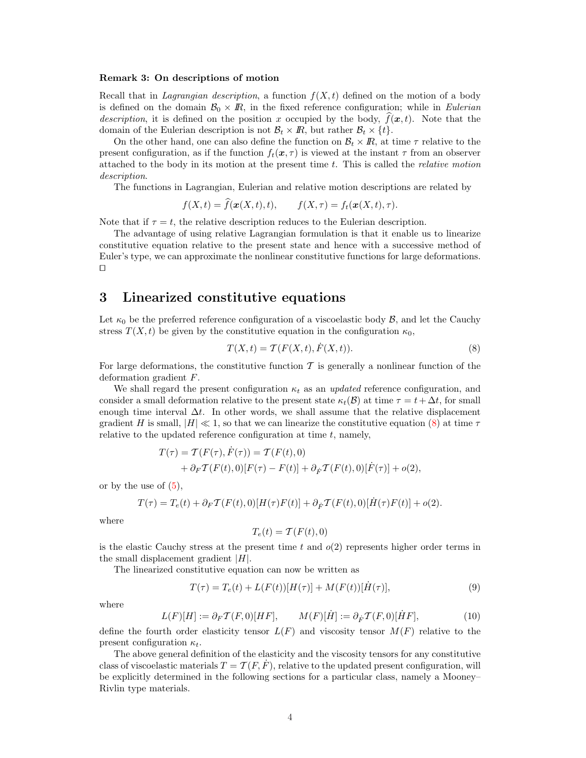**Remark 3: On descriptions of motion**

Recall that in *Lagrangian description*, a function $f(X,t)$ defined on the motion of a body is defined on the domain $\mathcal{B}_0 \times I\!R$, in the fixed reference configuration; while in *Eulerian description*, it is defined on the position $x$ occupied by the body, $\widehat{f}(\boldsymbol{x},t)$. Note that the domain of the Eulerian description is not $\mathcal{B}_t \times I\!R$, but rather $\mathcal{B}_t \times \{t\}$.

On the other hand, one can also define the function on $\mathcal{B}_t \times I\!R$, at time $\tau$ relative to the present configuration, as if the function $f_t(\boldsymbol{x},\tau)$ is viewed at the instant $\tau$ from an observer attached to the body in its motion at the present time $t$. This is called the *relative motion description*.

The functions in Lagrangian, Eulerian and relative motion descriptions are related by

$$f(X,t) = \widehat{f}(\boldsymbol{x}(X,t),t), \qquad f(X,\tau) = f_t(\boldsymbol{x}(X,t),\tau).$$

Note that if $\tau = t$, the relative description reduces to the Eulerian description.

The advantage of using relative Lagrangian formulation is that it enable us to linearize constitutive equation relative to the present state and hence with a successive method of Euler's type, we can approximate the nonlinear constitutive functions for large deformations. □

# 3 Linearized constitutive equations

Let $\kappa_0$ be the preferred reference configuration of a viscoelastic body $\mathcal{B}$, and let the Cauchy stress $T(X,t)$ be given by the constitutive equation in the configuration $\kappa_0$,

$$T(X,t) = \mathcal{T}(F(X,t), \dot{F}(X,t)). \tag{8}$$

For large deformations, the constitutive function $\mathcal{T}$ is generally a nonlinear function of the deformation gradient $F$.

We shall regard the present configuration $\kappa_t$ as an *updated* reference configuration, and consider a small deformation relative to the present state $\kappa_t(\mathcal{B})$ at time $\tau = t + \Delta t$, for small enough time interval $\Delta t$. In other words, we shall assume that the relative displacement gradient $H$ is small, $|H| \ll 1$, so that we can linearize the constitutive equation (8) at time $\tau$ relative to the updated reference configuration at time $t$, namely,

$$\begin{aligned} T(\tau) = \mathcal{T}(F(\tau), \dot{F}(\tau)) &= \mathcal{T}(F(t), 0) \\ &+ \partial_F \mathcal{T}(F(t),0)[F(\tau) - F(t)] + \partial_{\dot{F}} \mathcal{T}(F(t),0)[\dot{F}(\tau)] + o(2), \end{aligned}$$

or by the use of (5),

$$T(\tau) = T_e(t) + \partial_F \mathcal{T}(F(t),0)[H(\tau)F(t)] + \partial_{\dot{F}} \mathcal{T}(F(t),0)[\dot{H}(\tau)F(t)] + o(2).$$

where

$$T_e(t) = \mathcal{T}(F(t), 0)$$

is the elastic Cauchy stress at the present time $t$ and $o(2)$ represents higher order terms in the small displacement gradient $|H|$.

The linearized constitutive equation can now be written as

$$T(\tau) = T_e(t) + L(F(t))[H(\tau)] + M(F(t))[\dot{H}(\tau)], \tag{9}$$

where

$$L(F)[H] := \partial_F \mathcal{T}(F,0)[HF], \qquad M(F)[\dot{H}] := \partial_{\dot{F}} \mathcal{T}(F,0)[\dot{H}F], \tag{10}$$

define the fourth order elasticity tensor $L(F)$ and viscosity tensor $M(F)$ relative to the present configuration $\kappa_t$.

The above general definition of the elasticity and the viscosity tensors for any constitutive class of viscoelastic materials $T = \mathcal{T}(F, \dot{F})$, relative to the updated present configuration, will be explicitly determined in the following sections for a particular class, namely a Mooney–Rivlin type materials.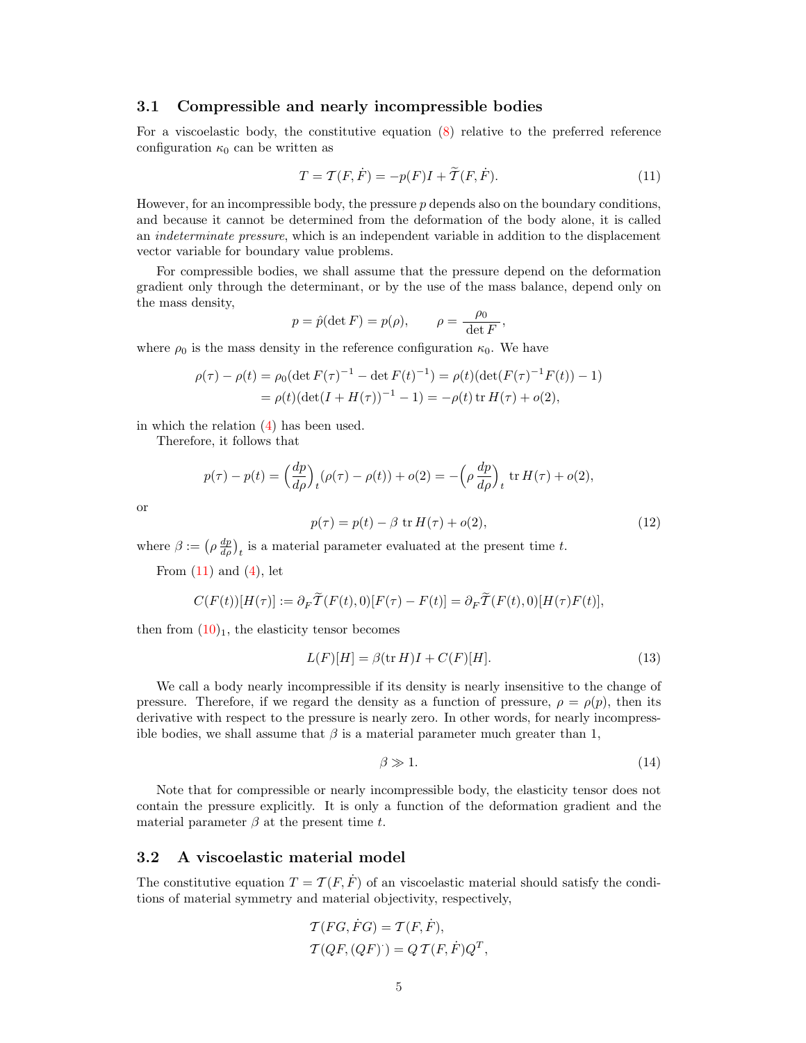### 3.1 Compressible and nearly incompressible bodies

For a viscoelastic body, the constitutive equation (8) relative to the preferred reference configuration $\kappa_0$ can be written as

$$T = \mathcal{T}(F, \dot{F}) = -p(F)I + \widetilde{\mathcal{T}}(F, \dot{F}). \tag{11}$$

However, for an incompressible body, the pressure $p$ depends also on the boundary conditions, and because it cannot be determined from the deformation of the body alone, it is called an *indeterminate pressure*, which is an independent variable in addition to the displacement vector variable for boundary value problems.

For compressible bodies, we shall assume that the pressure depend on the deformation gradient only through the determinant, or by the use of the mass balance, depend only on the mass density,

$$p = \hat{p}(\det F) = p(\rho), \qquad \rho = \frac{\rho_0}{\det F},$$

where $\rho_0$ is the mass density in the reference configuration $\kappa_0$. We have

$$\begin{aligned} \rho(\tau) - \rho(t) &= \rho_0(\det F(\tau)^{-1} - \det F(t)^{-1}) = \rho(t)(\det(F(\tau)^{-1}F(t)) - 1) \\ &= \rho(t)(\det(I + H(\tau))^{-1} - 1) = -\rho(t)\,\mathrm{tr}\, H(\tau) + o(2), \end{aligned}$$

in which the relation (4) has been used.

Therefore, it follows that

$$p(\tau) - p(t) = \Big(\frac{dp}{d\rho}\Big)_t (\rho(\tau) - \rho(t)) + o(2) = -\Big(\rho\,\frac{dp}{d\rho}\Big)_t\, \mathrm{tr}\, H(\tau) + o(2),$$

or

$$p(\tau) = p(t) - \beta\, \mathrm{tr}\, H(\tau) + o(2), \tag{12}$$

where $\beta := \big(\rho\,\frac{dp}{d\rho}\big)_t$ is a material parameter evaluated at the present time $t$.

From (11) and (4), let

$$C(F(t))[H(\tau)] := \partial_F \widetilde{\mathcal{T}}(F(t), 0)[F(\tau) - F(t)] = \partial_F \widetilde{\mathcal{T}}(F(t), 0)[H(\tau)F(t)],$$

then from $(10)_1$, the elasticity tensor becomes

$$L(F)[H] = \beta(\mathrm{tr}\, H)I + C(F)[H]. \tag{13}$$

We call a body nearly incompressible if its density is nearly insensitive to the change of pressure. Therefore, if we regard the density as a function of pressure, $\rho = \rho(p)$, then its derivative with respect to the pressure is nearly zero. In other words, for nearly incompressible bodies, we shall assume that $\beta$ is a material parameter much greater than 1,

$$\beta \gg 1. \tag{14}$$

Note that for compressible or nearly incompressible body, the elasticity tensor does not contain the pressure explicitly. It is only a function of the deformation gradient and the material parameter $\beta$ at the present time $t$.

### 3.2 A viscoelastic material model

The constitutive equation $T = \mathcal{T}(F, \dot{F})$ of an viscoelastic material should satisfy the conditions of material symmetry and material objectivity, respectively,

$$\begin{aligned} &\mathcal{T}(FG, \dot{F}G) = \mathcal{T}(F, \dot{F}), \\ &\mathcal{T}(QF, (QF)^{\cdot}) = Q\,\mathcal{T}(F, \dot{F})Q^T, \end{aligned}$$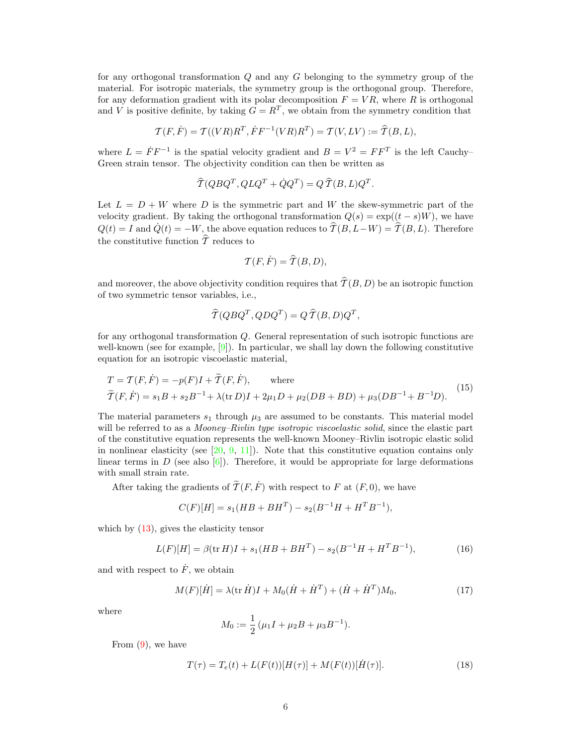for any orthogonal transformation $Q$ and any $G$ belonging to the symmetry group of the material. For isotropic materials, the symmetry group is the orthogonal group. Therefore, for any deformation gradient with its polar decomposition $F = VR$, where $R$ is orthogonal and $V$ is positive definite, by taking $G = R^T$, we obtain from the symmetry condition that

$$\mathcal{T}(F, \dot{F}) = \mathcal{T}((VR)R^T, \dot{F}F^{-1}(VR)R^T) = \mathcal{T}(V, LV) := \widehat{\mathcal{T}}(B, L),$$

where $L = \dot{F}F^{-1}$ is the spatial velocity gradient and $B = V^2 = FF^T$ is the left Cauchy–Green strain tensor. The objectivity condition can then be written as

$$\widehat{\mathcal{T}}(QBQ^T, QLQ^T + \dot{Q}Q^T) = Q\,\widehat{\mathcal{T}}(B, L)Q^T.$$

Let $L = D + W$ where $D$ is the symmetric part and $W$ the skew-symmetric part of the velocity gradient. By taking the orthogonal transformation $Q(s) = \exp((t-s)W)$, we have $Q(t) = I$ and $\dot{Q}(t) = -W$, the above equation reduces to $\widehat{\mathcal{T}}(B, L-W) = \widehat{\mathcal{T}}(B, L)$. Therefore the constitutive function $\widehat{\mathcal{T}}$ reduces to

$$\mathcal{T}(F, \dot{F}) = \widehat{\mathcal{T}}(B, D),$$

and moreover, the above objectivity condition requires that $\widehat{\mathcal{T}}(B, D)$ be an isotropic function of two symmetric tensor variables, i.e.,

$$\widehat{\mathcal{T}}(QBQ^T, QDQ^T) = Q\,\widehat{\mathcal{T}}(B, D)Q^T,$$

for any orthogonal transformation $Q$. General representation of such isotropic functions are well-known (see for example, [9]). In particular, we shall lay down the following constitutive equation for an isotropic viscoelastic material,

$$\begin{aligned} &T = \mathcal{T}(F, \dot{F}) = -p(F)I + \widetilde{\mathcal{T}}(F, \dot{F}), \qquad \text{where} \\ &\widetilde{\mathcal{T}}(F, \dot{F}) = s_1 B + s_2 B^{-1} + \lambda(\operatorname{tr} D)I + 2\mu_1 D + \mu_2(DB + BD) + \mu_3(DB^{-1} + B^{-1}D). \end{aligned} \tag{15}$$

The material parameters $s_1$ through $\mu_3$ are assumed to be constants. This material model will be referred to as a *Mooney–Rivlin type isotropic viscoelastic solid*, since the elastic part of the constitutive equation represents the well-known Mooney–Rivlin isotropic elastic solid in nonlinear elasticity (see [20, 9, 11]). Note that this constitutive equation contains only linear terms in $D$ (see also [6]). Therefore, it would be appropriate for large deformations with small strain rate.

After taking the gradients of $\widetilde{\mathcal{T}}(F, \dot{F})$ with respect to $F$ at $(F, 0)$, we have

$$C(F)[H] = s_1(HB + BH^T) - s_2(B^{-1}H + H^T B^{-1}),$$

which by (13), gives the elasticity tensor

$$L(F)[H] = \beta(\operatorname{tr} H)I + s_1(HB + BH^T) - s_2(B^{-1}H + H^T B^{-1}), \tag{16}$$

and with respect to $\dot{F}$, we obtain

$$M(F)[\dot{H}] = \lambda(\operatorname{tr} \dot{H})I + M_0(\dot{H} + \dot{H}^T) + (\dot{H} + \dot{H}^T)M_0, \tag{17}$$

where

$$M_0 := \frac{1}{2}\,(\mu_1 I + \mu_2 B + \mu_3 B^{-1}).$$

From (9), we have

$$T(\tau) = T_e(t) + L(F(t))[H(\tau)] + M(F(t))[\dot{H}(\tau)]. \tag{18}$$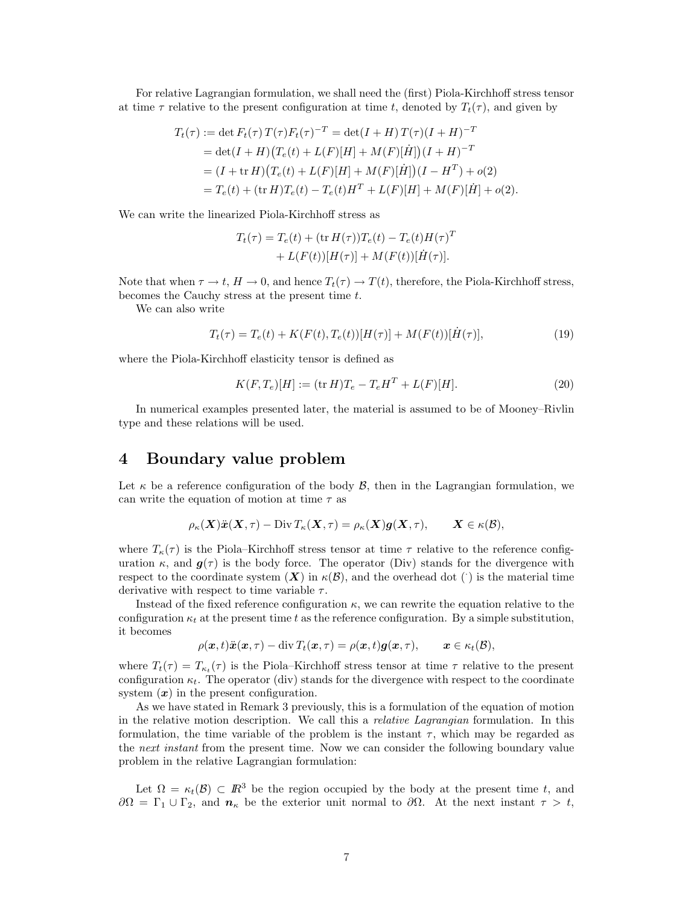For relative Lagrangian formulation, we shall need the (first) Piola-Kirchhoff stress tensor at time $\tau$ relative to the present configuration at time $t$, denoted by $T_t(\tau)$, and given by

$$
\begin{aligned}
T_t(\tau) &:= \det F_t(\tau)\, T(\tau) F_t(\tau)^{-T} = \det(I+H)\, T(\tau)(I+H)^{-T} \\
&= \det(I+H)\big(T_e(t) + L(F)[H] + M(F)[\dot H]\big)(I+H)^{-T} \\
&= (I + \operatorname{tr} H)\big(T_e(t) + L(F)[H] + M(F)[\dot H]\big)(I - H^T) + o(2) \\
&= T_e(t) + (\operatorname{tr} H) T_e(t) - T_e(t) H^T + L(F)[H] + M(F)[\dot H] + o(2).
\end{aligned}
$$

We can write the linearized Piola-Kirchhoff stress as

$$
\begin{aligned}
T_t(\tau) = T_e(t) &+ (\operatorname{tr} H(\tau)) T_e(t) - T_e(t) H(\tau)^T \\
&+ L(F(t))[H(\tau)] + M(F(t))[\dot H(\tau)].
\end{aligned}
$$

Note that when $\tau \to t$, $H \to 0$, and hence $T_t(\tau) \to T(t)$, therefore, the Piola-Kirchhoff stress, becomes the Cauchy stress at the present time $t$.

We can also write

$$
T_t(\tau) = T_e(t) + K(F(t), T_e(t))[H(\tau)] + M(F(t))[\dot H(\tau)], \tag{19}
$$

where the Piola-Kirchhoff elasticity tensor is defined as

$$
K(F, T_e)[H] := (\operatorname{tr} H) T_e - T_e H^T + L(F)[H]. \tag{20}
$$

In numerical examples presented later, the material is assumed to be of Mooney–Rivlin type and these relations will be used.

# 4 Boundary value problem

Let $\kappa$ be a reference configuration of the body $\mathcal{B}$, then in the Lagrangian formulation, we can write the equation of motion at time $\tau$ as

$$
\rho_\kappa(\boldsymbol{X}) \ddot{\boldsymbol{x}}(\boldsymbol{X}, \tau) - \operatorname{Div} T_\kappa(\boldsymbol{X}, \tau) = \rho_\kappa(\boldsymbol{X}) \boldsymbol{g}(\boldsymbol{X}, \tau), \qquad \boldsymbol{X} \in \kappa(\mathcal{B}),
$$

where $T_\kappa(\tau)$ is the Piola–Kirchhoff stress tensor at time $\tau$ relative to the reference configuration $\kappa$, and $\boldsymbol{g}(\tau)$ is the body force. The operator (Div) stands for the divergence with respect to the coordinate system $(\boldsymbol{X})$ in $\kappa(\mathcal{B})$, and the overhead dot $(\dot{})$ is the material time derivative with respect to time variable $\tau$.

Instead of the fixed reference configuration $\kappa$, we can rewrite the equation relative to the configuration $\kappa_t$ at the present time $t$ as the reference configuration. By a simple substitution, it becomes

$$
\rho(\boldsymbol{x}, t) \ddot{\boldsymbol{x}}(\boldsymbol{x}, \tau) - \operatorname{div} T_t(\boldsymbol{x}, \tau) = \rho(\boldsymbol{x}, t) \boldsymbol{g}(\boldsymbol{x}, \tau), \qquad \boldsymbol{x} \in \kappa_t(\mathcal{B}),
$$

where $T_t(\tau) = T_{\kappa_t}(\tau)$ is the Piola–Kirchhoff stress tensor at time $\tau$ relative to the present configuration $\kappa_t$. The operator (div) stands for the divergence with respect to the coordinate system $(\boldsymbol{x})$ in the present configuration.

As we have stated in Remark 3 previously, this is a formulation of the equation of motion in the relative motion description. We call this a *relative Lagrangian* formulation. In this formulation, the time variable of the problem is the instant $\tau$, which may be regarded as the *next instant* from the present time. Now we can consider the following boundary value problem in the relative Lagrangian formulation:

Let $\Omega = \kappa_t(\mathcal{B}) \subset I\!R^3$ be the region occupied by the body at the present time $t$, and $\partial\Omega = \Gamma_1 \cup \Gamma_2$, and $\boldsymbol{n}_\kappa$ be the exterior unit normal to $\partial\Omega$. At the next instant $\tau > t$,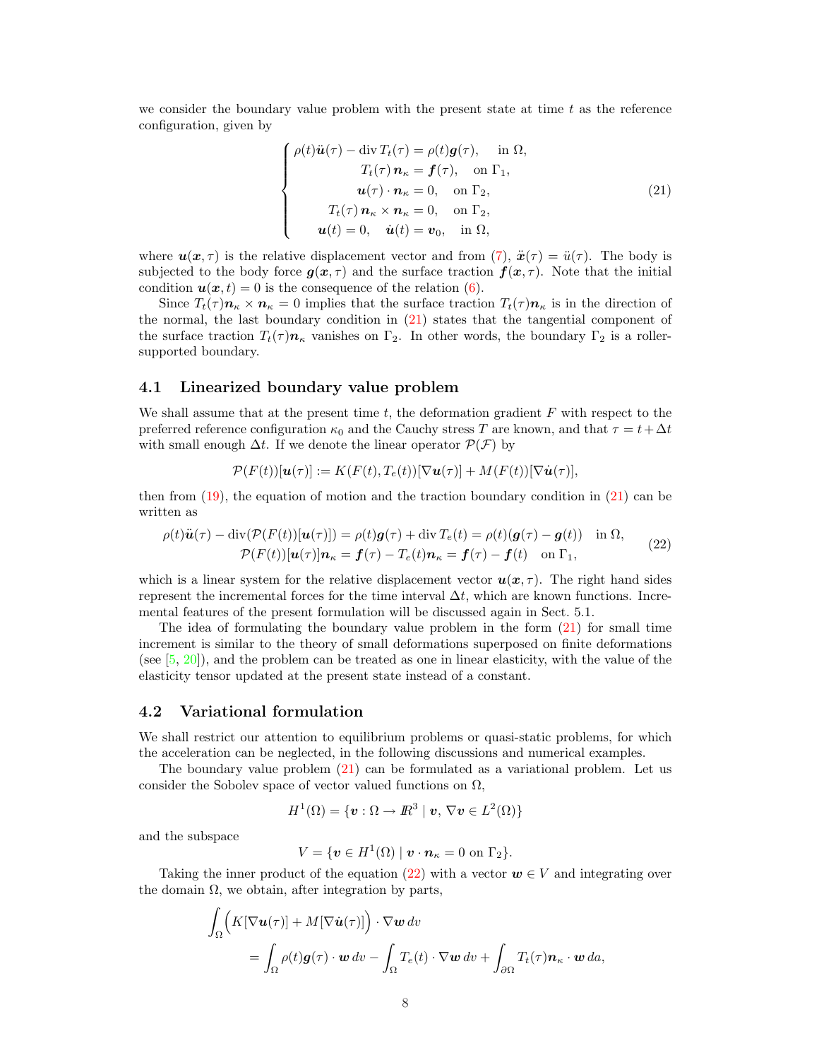we consider the boundary value problem with the present state at time $t$ as the reference configuration, given by

$$
\left\{
\begin{array}{rl}
\rho(t)\ddot{\boldsymbol{u}}(\tau) - \operatorname{div} T_t(\tau) = \rho(t)\boldsymbol{g}(\tau), & \text{in } \Omega, \\
T_t(\tau)\,\boldsymbol{n}_\kappa = \boldsymbol{f}(\tau), & \text{on } \Gamma_1, \\
\boldsymbol{u}(\tau)\cdot\boldsymbol{n}_\kappa = 0, & \text{on } \Gamma_2, \\
T_t(\tau)\,\boldsymbol{n}_\kappa \times \boldsymbol{n}_\kappa = 0, & \text{on } \Gamma_2, \\
\boldsymbol{u}(t) = 0, \quad \dot{\boldsymbol{u}}(t) = \boldsymbol{v}_0, & \text{in } \Omega,
\end{array}
\right.
\tag{21}
$$

where $\boldsymbol{u}(\boldsymbol{x},\tau)$ is the relative displacement vector and from (7), $\ddot{\boldsymbol{x}}(\tau) = \ddot{u}(\tau)$. The body is subjected to the body force $\boldsymbol{g}(\boldsymbol{x},\tau)$ and the surface traction $\boldsymbol{f}(\boldsymbol{x},\tau)$. Note that the initial condition $\boldsymbol{u}(\boldsymbol{x},t) = 0$ is the consequence of the relation (6).

Since $T_t(\tau)\boldsymbol{n}_\kappa \times \boldsymbol{n}_\kappa = 0$ implies that the surface traction $T_t(\tau)\boldsymbol{n}_\kappa$ is in the direction of the normal, the last boundary condition in (21) states that the tangential component of the surface traction $T_t(\tau)\boldsymbol{n}_\kappa$ vanishes on $\Gamma_2$. In other words, the boundary $\Gamma_2$ is a roller-supported boundary.

### 4.1 Linearized boundary value problem

We shall assume that at the present time $t$, the deformation gradient $F$ with respect to the preferred reference configuration $\kappa_0$ and the Cauchy stress $T$ are known, and that $\tau = t + \Delta t$ with small enough $\Delta t$. If we denote the linear operator $\mathcal{P}(\mathcal{F})$ by

$$
\mathcal{P}(F(t))[\boldsymbol{u}(\tau)] := K(F(t), T_e(t))[\nabla\boldsymbol{u}(\tau)] + M(F(t))[\nabla\dot{\boldsymbol{u}}(\tau)],
$$

then from (19), the equation of motion and the traction boundary condition in (21) can be written as

$$
\begin{aligned}
\rho(t)\ddot{\boldsymbol{u}}(\tau) - \operatorname{div}(\mathcal{P}(F(t))[\boldsymbol{u}(\tau)]) = \rho(t)\boldsymbol{g}(\tau) + \operatorname{div} T_e(t) = \rho(t)(\boldsymbol{g}(\tau) - \boldsymbol{g}(t)) \quad &\text{in } \Omega, \\
\mathcal{P}(F(t))[\boldsymbol{u}(\tau)]\boldsymbol{n}_\kappa = \boldsymbol{f}(\tau) - T_e(t)\boldsymbol{n}_\kappa = \boldsymbol{f}(\tau) - \boldsymbol{f}(t) \quad &\text{on } \Gamma_1,
\end{aligned}
\tag{22}
$$

which is a linear system for the relative displacement vector $\boldsymbol{u}(\boldsymbol{x},\tau)$. The right hand sides represent the incremental forces for the time interval $\Delta t$, which are known functions. Incremental features of the present formulation will be discussed again in Sect. 5.1.

The idea of formulating the boundary value problem in the form (21) for small time increment is similar to the theory of small deformations superposed on finite deformations (see [5, 20]), and the problem can be treated as one in linear elasticity, with the value of the elasticity tensor updated at the present state instead of a constant.

### 4.2 Variational formulation

We shall restrict our attention to equilibrium problems or quasi-static problems, for which the acceleration can be neglected, in the following discussions and numerical examples.

The boundary value problem (21) can be formulated as a variational problem. Let us consider the Sobolev space of vector valued functions on $\Omega$,

$$
H^1(\Omega) = \{\boldsymbol{v} : \Omega \to I\!R^3 \mid \boldsymbol{v},\, \nabla\boldsymbol{v} \in L^2(\Omega)\}
$$

and the subspace

$$
V = \{\boldsymbol{v} \in H^1(\Omega) \mid \boldsymbol{v}\cdot\boldsymbol{n}_\kappa = 0 \text{ on } \Gamma_2\}.
$$

Taking the inner product of the equation (22) with a vector $\boldsymbol{w} \in V$ and integrating over the domain $\Omega$, we obtain, after integration by parts,

$$
\begin{aligned}
&\int_\Omega \Big( K[\nabla\boldsymbol{u}(\tau)] + M[\nabla\dot{\boldsymbol{u}}(\tau)] \Big) \cdot \nabla\boldsymbol{w}\, dv \\
&\qquad = \int_\Omega \rho(t)\boldsymbol{g}(\tau)\cdot\boldsymbol{w}\, dv - \int_\Omega T_e(t)\cdot\nabla\boldsymbol{w}\, dv + \int_{\partial\Omega} T_t(\tau)\boldsymbol{n}_\kappa\cdot\boldsymbol{w}\, da,
\end{aligned}
$$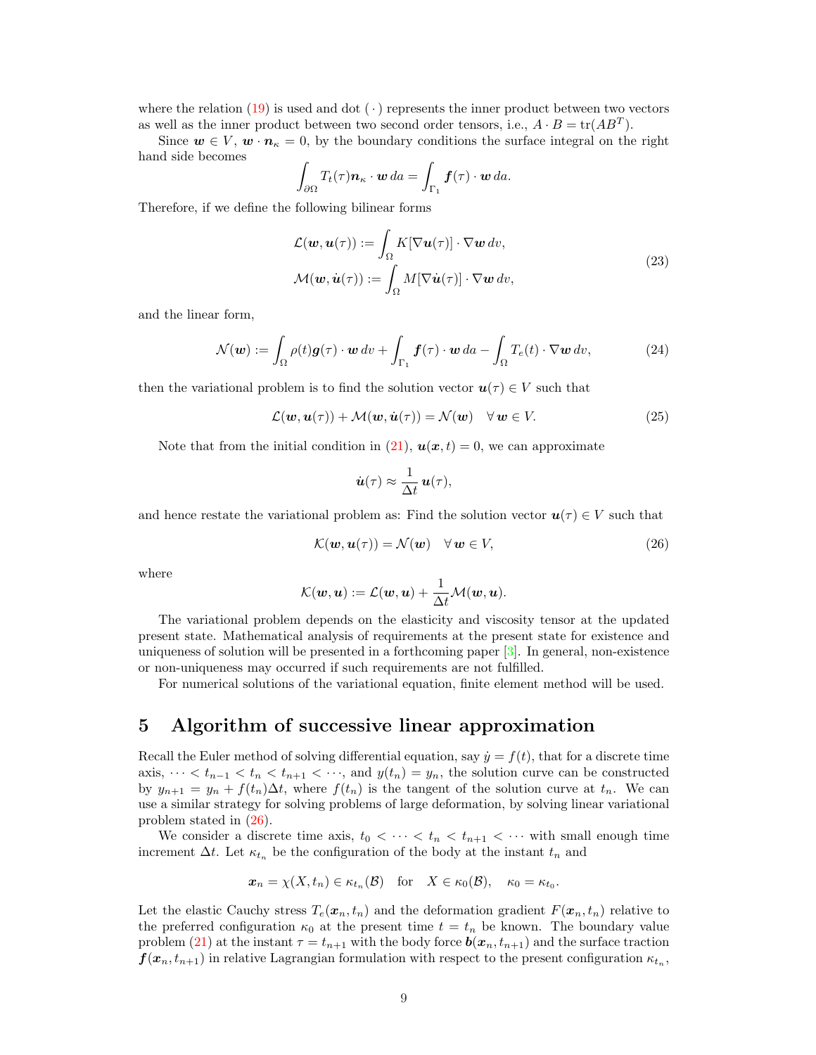where the relation (19) is used and dot ( $\cdot$ ) represents the inner product between two vectors as well as the inner product between two second order tensors, i.e., $A \cdot B = \operatorname{tr}(AB^T)$.

Since $\boldsymbol{w} \in V$, $\boldsymbol{w} \cdot \boldsymbol{n}_\kappa = 0$, by the boundary conditions the surface integral on the right hand side becomes

$$\int_{\partial\Omega} T_t(\tau)\boldsymbol{n}_\kappa \cdot \boldsymbol{w}\, da = \int_{\Gamma_1} \boldsymbol{f}(\tau) \cdot \boldsymbol{w}\, da.$$

Therefore, if we define the following bilinear forms

$$\begin{aligned}
\mathcal{L}(\boldsymbol{w}, \boldsymbol{u}(\tau)) &:= \int_\Omega K[\nabla \boldsymbol{u}(\tau)] \cdot \nabla \boldsymbol{w}\, dv, \\
\mathcal{M}(\boldsymbol{w}, \dot{\boldsymbol{u}}(\tau)) &:= \int_\Omega M[\nabla \dot{\boldsymbol{u}}(\tau)] \cdot \nabla \boldsymbol{w}\, dv,
\end{aligned} \tag{23}$$

and the linear form,

$$\mathcal{N}(\boldsymbol{w}) := \int_\Omega \rho(t)\boldsymbol{g}(\tau) \cdot \boldsymbol{w}\, dv + \int_{\Gamma_1} \boldsymbol{f}(\tau) \cdot \boldsymbol{w}\, da - \int_\Omega T_e(t) \cdot \nabla \boldsymbol{w}\, dv, \tag{24}$$

then the variational problem is to find the solution vector $\boldsymbol{u}(\tau) \in V$ such that

$$\mathcal{L}(\boldsymbol{w}, \boldsymbol{u}(\tau)) + \mathcal{M}(\boldsymbol{w}, \dot{\boldsymbol{u}}(\tau)) = \mathcal{N}(\boldsymbol{w}) \quad \forall\, \boldsymbol{w} \in V. \tag{25}$$

Note that from the initial condition in (21), $\boldsymbol{u}(\boldsymbol{x}, t) = 0$, we can approximate

$$\dot{\boldsymbol{u}}(\tau) \approx \frac{1}{\Delta t}\, \boldsymbol{u}(\tau),$$

and hence restate the variational problem as: Find the solution vector $\boldsymbol{u}(\tau) \in V$ such that

$$\mathcal{K}(\boldsymbol{w}, \boldsymbol{u}(\tau)) = \mathcal{N}(\boldsymbol{w}) \quad \forall\, \boldsymbol{w} \in V, \tag{26}$$

where

$$\mathcal{K}(\boldsymbol{w}, \boldsymbol{u}) := \mathcal{L}(\boldsymbol{w}, \boldsymbol{u}) + \frac{1}{\Delta t}\mathcal{M}(\boldsymbol{w}, \boldsymbol{u}).$$

The variational problem depends on the elasticity and viscosity tensor at the updated present state. Mathematical analysis of requirements at the present state for existence and uniqueness of solution will be presented in a forthcoming paper [3]. In general, non-existence or non-uniqueness may occurred if such requirements are not fulfilled.

For numerical solutions of the variational equation, finite element method will be used.

# 5 Algorithm of successive linear approximation

Recall the Euler method of solving differential equation, say $\dot{y} = f(t)$, that for a discrete time axis, $\cdots < t_{n-1} < t_n < t_{n+1} < \cdots$, and $y(t_n) = y_n$, the solution curve can be constructed by $y_{n+1} = y_n + f(t_n)\Delta t$, where $f(t_n)$ is the tangent of the solution curve at $t_n$. We can use a similar strategy for solving problems of large deformation, by solving linear variational problem stated in (26).

We consider a discrete time axis, $t_0 < \cdots < t_n < t_{n+1} < \cdots$ with small enough time increment $\Delta t$. Let $\kappa_{t_n}$ be the configuration of the body at the instant $t_n$ and

$$\boldsymbol{x}_n = \chi(X, t_n) \in \kappa_{t_n}(\mathcal{B}) \quad \text{for} \quad X \in \kappa_0(\mathcal{B}), \quad \kappa_0 = \kappa_{t_0}.$$

Let the elastic Cauchy stress $T_e(\boldsymbol{x}_n, t_n)$ and the deformation gradient $F(\boldsymbol{x}_n, t_n)$ relative to the preferred configuration $\kappa_0$ at the present time $t = t_n$ be known. The boundary value problem (21) at the instant $\tau = t_{n+1}$ with the body force $\boldsymbol{b}(\boldsymbol{x}_n, t_{n+1})$ and the surface traction $\boldsymbol{f}(\boldsymbol{x}_n, t_{n+1})$ in relative Lagrangian formulation with respect to the present configuration $\kappa_{t_n}$,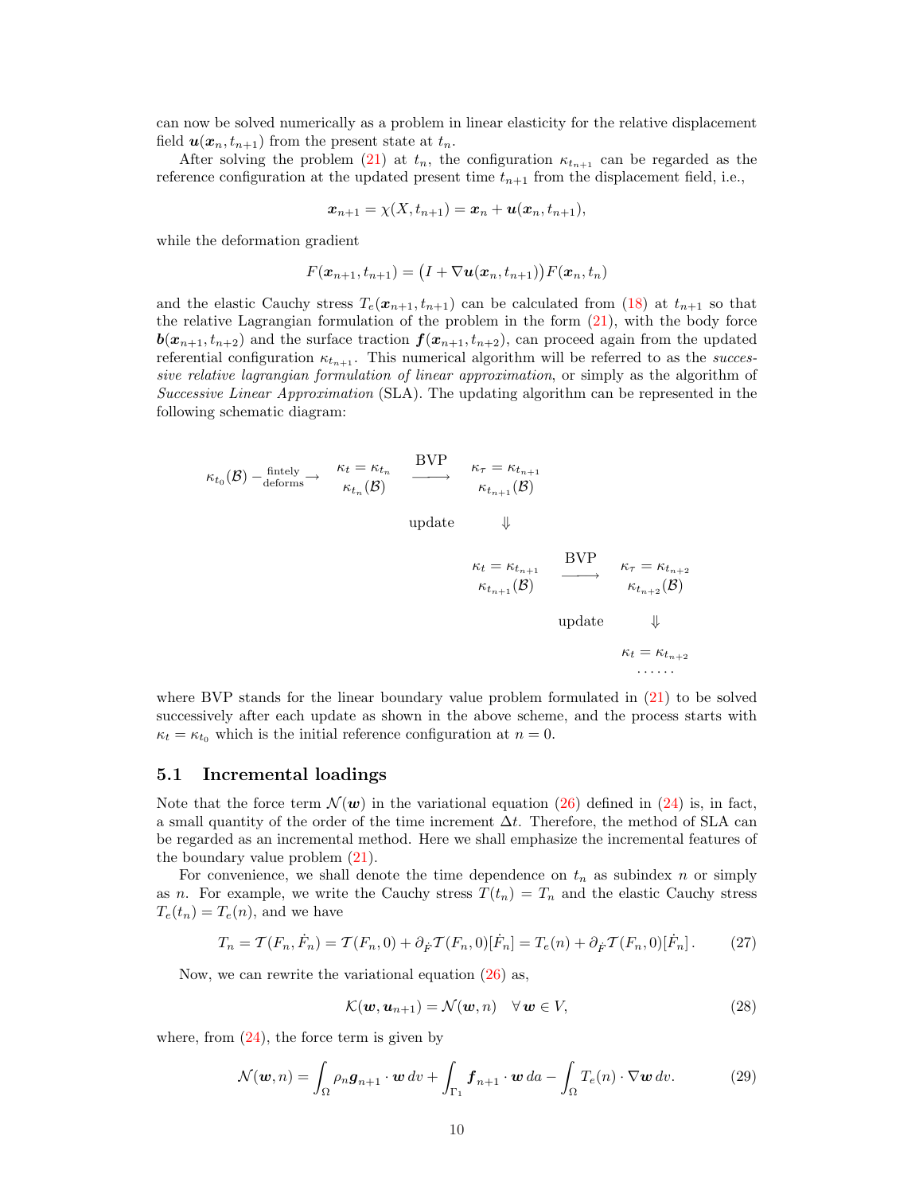can now be solved numerically as a problem in linear elasticity for the relative displacement field $\boldsymbol{u}(\boldsymbol{x}_n, t_{n+1})$ from the present state at $t_n$.

After solving the problem (21) at $t_n$, the configuration $\kappa_{t_{n+1}}$ can be regarded as the reference configuration at the updated present time $t_{n+1}$ from the displacement field, i.e.,

$$\boldsymbol{x}_{n+1} = \chi(X, t_{n+1}) = \boldsymbol{x}_n + \boldsymbol{u}(\boldsymbol{x}_n, t_{n+1}),$$

while the deformation gradient

$$F(\boldsymbol{x}_{n+1}, t_{n+1}) = \big(I + \nabla \boldsymbol{u}(\boldsymbol{x}_n, t_{n+1})\big) F(\boldsymbol{x}_n, t_n)$$

and the elastic Cauchy stress $T_e(\boldsymbol{x}_{n+1}, t_{n+1})$ can be calculated from (18) at $t_{n+1}$ so that the relative Lagrangian formulation of the problem in the form (21), with the body force $\boldsymbol{b}(\boldsymbol{x}_{n+1}, t_{n+2})$ and the surface traction $\boldsymbol{f}(\boldsymbol{x}_{n+1}, t_{n+2})$, can proceed again from the updated referential configuration $\kappa_{t_{n+1}}$. This numerical algorithm will be referred to as the *successive relative lagrangian formulation of linear approximation*, or simply as the algorithm of *Successive Linear Approximation* (SLA). The updating algorithm can be represented in the following schematic diagram:

$$
\begin{array}{ccccccc}
\kappa_{t_0}(\mathcal{B}) \xrightarrow{\text{fintely deforms}} & \begin{array}{c}\kappa_t = \kappa_{t_n}\\ \kappa_{t_n}(\mathcal{B})\end{array} & \xrightarrow{\text{BVP}} & \begin{array}{c}\kappa_\tau = \kappa_{t_{n+1}}\\ \kappa_{t_{n+1}}(\mathcal{B})\end{array} & & & \\
 & & \text{update} & \Downarrow & & & \\
 & & & \begin{array}{c}\kappa_t = \kappa_{t_{n+1}}\\ \kappa_{t_{n+1}}(\mathcal{B})\end{array} & \xrightarrow{\text{BVP}} & \begin{array}{c}\kappa_\tau = \kappa_{t_{n+2}}\\ \kappa_{t_{n+2}}(\mathcal{B})\end{array} & \\
 & & & & \text{update} & \Downarrow & \\
 & & & & & \kappa_t = \kappa_{t_{n+2}} & \\
 & & & & & \cdots\cdots &
\end{array}
$$

where BVP stands for the linear boundary value problem formulated in (21) to be solved successively after each update as shown in the above scheme, and the process starts with $\kappa_t = \kappa_{t_0}$ which is the initial reference configuration at $n = 0$.

## 5.1 Incremental loadings

Note that the force term $\mathcal{N}(\boldsymbol{w})$ in the variational equation (26) defined in (24) is, in fact, a small quantity of the order of the time increment $\Delta t$. Therefore, the method of SLA can be regarded as an incremental method. Here we shall emphasize the incremental features of the boundary value problem (21).

For convenience, we shall denote the time dependence on $t_n$ as subindex $n$ or simply as $n$. For example, we write the Cauchy stress $T(t_n) = T_n$ and the elastic Cauchy stress $T_e(t_n) = T_e(n)$, and we have

$$T_n = \mathcal{T}(F_n, \dot{F}_n) = \mathcal{T}(F_n, 0) + \partial_{\dot{F}} \mathcal{T}(F_n, 0)[\dot{F}_n] = T_e(n) + \partial_{\dot{F}} \mathcal{T}(F_n, 0)[\dot{F}_n]. \tag{27}$$

Now, we can rewrite the variational equation (26) as,

$$\mathcal{K}(\boldsymbol{w}, \boldsymbol{u}_{n+1}) = \mathcal{N}(\boldsymbol{w}, n) \quad \forall\, \boldsymbol{w} \in V, \tag{28}$$

where, from (24), the force term is given by

$$\mathcal{N}(\boldsymbol{w}, n) = \int_\Omega \rho_n \boldsymbol{g}_{n+1} \cdot \boldsymbol{w}\, dv + \int_{\Gamma_1} \boldsymbol{f}_{n+1} \cdot \boldsymbol{w}\, da - \int_\Omega T_e(n) \cdot \nabla \boldsymbol{w}\, dv. \tag{29}$$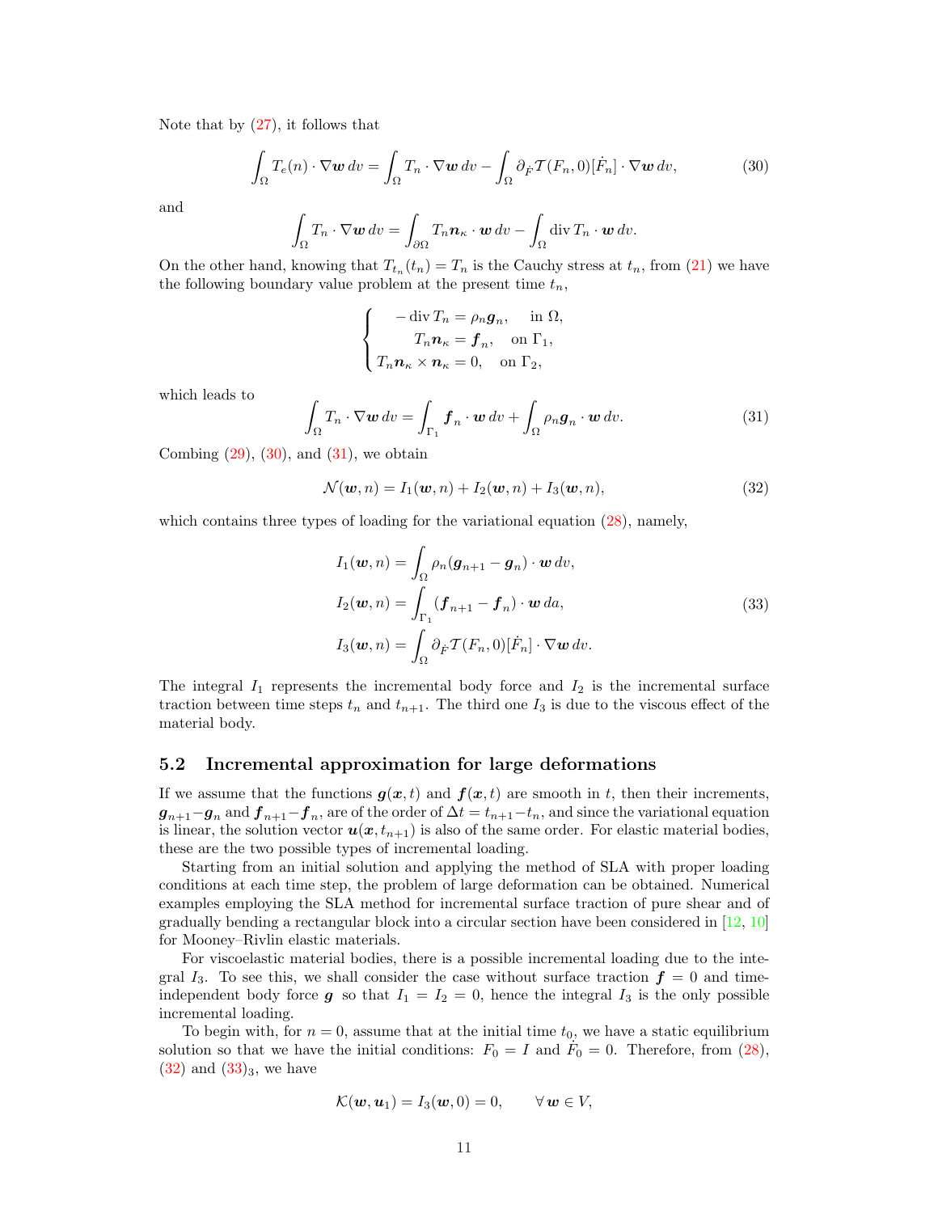Note that by (27), it follows that

$$\int_\Omega T_e(n) \cdot \nabla \boldsymbol{w} \, dv = \int_\Omega T_n \cdot \nabla \boldsymbol{w} \, dv - \int_\Omega \partial_{\dot F} \mathcal{T}(F_n, 0)[\dot F_n] \cdot \nabla \boldsymbol{w} \, dv, \tag{30}$$

and

$$\int_\Omega T_n \cdot \nabla \boldsymbol{w} \, dv = \int_{\partial\Omega} T_n \boldsymbol{n}_\kappa \cdot \boldsymbol{w} \, dv - \int_\Omega \operatorname{div} T_n \cdot \boldsymbol{w} \, dv.$$

On the other hand, knowing that $T_{t_n}(t_n) = T_n$ is the Cauchy stress at $t_n$, from (21) we have the following boundary value problem at the present time $t_n$,

$$\begin{cases} -\operatorname{div} T_n = \rho_n \boldsymbol{g}_n, & \text{in } \Omega, \\ T_n \boldsymbol{n}_\kappa = \boldsymbol{f}_n, & \text{on } \Gamma_1, \\ T_n \boldsymbol{n}_\kappa \times \boldsymbol{n}_\kappa = 0, & \text{on } \Gamma_2, \end{cases}$$

which leads to

$$\int_\Omega T_n \cdot \nabla \boldsymbol{w} \, dv = \int_{\Gamma_1} \boldsymbol{f}_n \cdot \boldsymbol{w} \, dv + \int_\Omega \rho_n \boldsymbol{g}_n \cdot \boldsymbol{w} \, dv. \tag{31}$$

Combing (29), (30), and (31), we obtain

$$\mathcal{N}(\boldsymbol{w}, n) = I_1(\boldsymbol{w}, n) + I_2(\boldsymbol{w}, n) + I_3(\boldsymbol{w}, n), \tag{32}$$

which contains three types of loading for the variational equation (28), namely,

$$\begin{aligned} I_1(\boldsymbol{w}, n) &= \int_\Omega \rho_n (\boldsymbol{g}_{n+1} - \boldsymbol{g}_n) \cdot \boldsymbol{w} \, dv, \\ I_2(\boldsymbol{w}, n) &= \int_{\Gamma_1} (\boldsymbol{f}_{n+1} - \boldsymbol{f}_n) \cdot \boldsymbol{w} \, da, \\ I_3(\boldsymbol{w}, n) &= \int_\Omega \partial_{\dot F} \mathcal{T}(F_n, 0)[\dot F_n] \cdot \nabla \boldsymbol{w} \, dv. \end{aligned} \tag{33}$$

The integral $I_1$ represents the incremental body force and $I_2$ is the incremental surface traction between time steps $t_n$ and $t_{n+1}$. The third one $I_3$ is due to the viscous effect of the material body.

## 5.2 Incremental approximation for large deformations

If we assume that the functions $\boldsymbol{g}(\boldsymbol{x}, t)$ and $\boldsymbol{f}(\boldsymbol{x}, t)$ are smooth in $t$, then their increments, $\boldsymbol{g}_{n+1} - \boldsymbol{g}_n$ and $\boldsymbol{f}_{n+1} - \boldsymbol{f}_n$, are of the order of $\Delta t = t_{n+1} - t_n$, and since the variational equation is linear, the solution vector $\boldsymbol{u}(\boldsymbol{x}, t_{n+1})$ is also of the same order. For elastic material bodies, these are the two possible types of incremental loading.

Starting from an initial solution and applying the method of SLA with proper loading conditions at each time step, the problem of large deformation can be obtained. Numerical examples employing the SLA method for incremental surface traction of pure shear and of gradually bending a rectangular block into a circular section have been considered in [12, 10] for Mooney–Rivlin elastic materials.

For viscoelastic material bodies, there is a possible incremental loading due to the integral $I_3$. To see this, we shall consider the case without surface traction $\boldsymbol{f} = 0$ and time-independent body force $\boldsymbol{g}$ so that $I_1 = I_2 = 0$, hence the integral $I_3$ is the only possible incremental loading.

To begin with, for $n = 0$, assume that at the initial time $t_0$, we have a static equilibrium solution so that we have the initial conditions: $F_0 = I$ and $\dot F_0 = 0$. Therefore, from (28), (32) and $(33)_3$, we have

$$\mathcal{K}(\boldsymbol{w}, \boldsymbol{u}_1) = I_3(\boldsymbol{w}, 0) = 0, \qquad \forall\, \boldsymbol{w} \in V,$$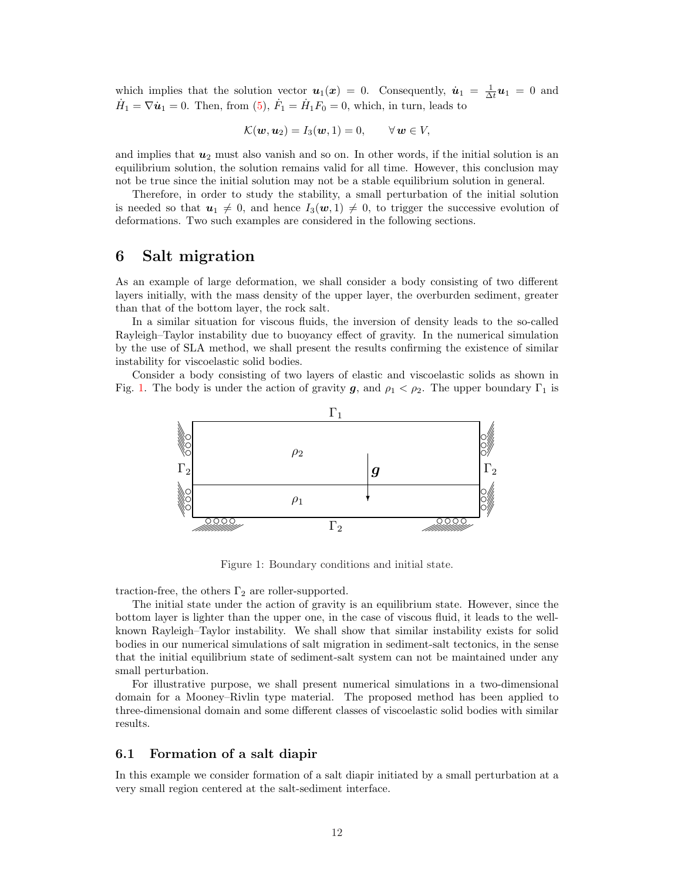which implies that the solution vector $\boldsymbol{u}_1(\boldsymbol{x}) = 0$. Consequently, $\dot{\boldsymbol{u}}_1 = \frac{1}{\Delta t}\boldsymbol{u}_1 = 0$ and $\dot{H}_1 = \nabla \dot{\boldsymbol{u}}_1 = 0$. Then, from (5), $\dot{F}_1 = \dot{H}_1 F_0 = 0$, which, in turn, leads to

$$\mathcal{K}(\boldsymbol{w}, \boldsymbol{u}_2) = I_3(\boldsymbol{w}, 1) = 0, \qquad \forall\, \boldsymbol{w} \in V,$$

and implies that $\boldsymbol{u}_2$ must also vanish and so on. In other words, if the initial solution is an equilibrium solution, the solution remains valid for all time. However, this conclusion may not be true since the initial solution may not be a stable equilibrium solution in general.

Therefore, in order to study the stability, a small perturbation of the initial solution is needed so that $\boldsymbol{u}_1 \neq 0$, and hence $I_3(\boldsymbol{w}, 1) \neq 0$, to trigger the successive evolution of deformations. Two such examples are considered in the following sections.

## 6 Salt migration

As an example of large deformation, we shall consider a body consisting of two different layers initially, with the mass density of the upper layer, the overburden sediment, greater than that of the bottom layer, the rock salt.

In a similar situation for viscous fluids, the inversion of density leads to the so-called Rayleigh–Taylor instability due to buoyancy effect of gravity. In the numerical simulation by the use of SLA method, we shall present the results confirming the existence of similar instability for viscoelastic solid bodies.

Consider a body consisting of two layers of elastic and viscoelastic solids as shown in Fig. 1. The body is under the action of gravity $\boldsymbol{g}$, and $\rho_1 < \rho_2$. The upper boundary $\Gamma_1$ is traction-free, the others $\Gamma_2$ are roller-supported.

Figure 1: Boundary conditions and initial state.

The initial state under the action of gravity is an equilibrium state. However, since the bottom layer is lighter than the upper one, in the case of viscous fluid, it leads to the well-known Rayleigh–Taylor instability. We shall show that similar instability exists for solid bodies in our numerical simulations of salt migration in sediment-salt tectonics, in the sense that the initial equilibrium state of sediment-salt system can not be maintained under any small perturbation.

For illustrative purpose, we shall present numerical simulations in a two-dimensional domain for a Mooney–Rivlin type material. The proposed method has been applied to three-dimensional domain and some different classes of viscoelastic solid bodies with similar results.

### 6.1 Formation of a salt diapir

In this example we consider formation of a salt diapir initiated by a small perturbation at a very small region centered at the salt-sediment interface.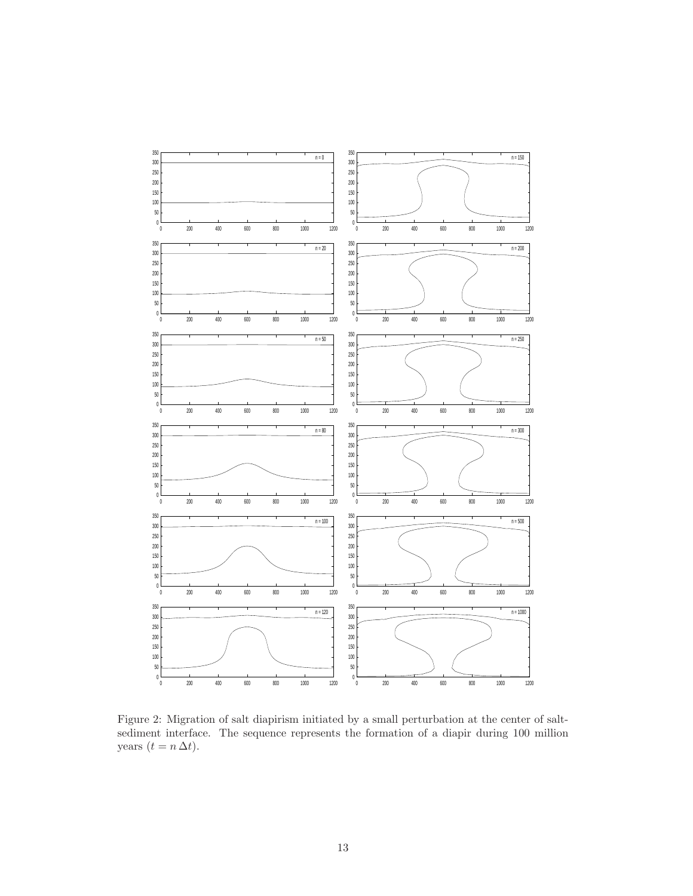Figure 2: Migration of salt diapirism initiated by a small perturbation at the center of salt-sediment interface. The sequence represents the formation of a diapir during 100 million years ($t = n\,\Delta t$).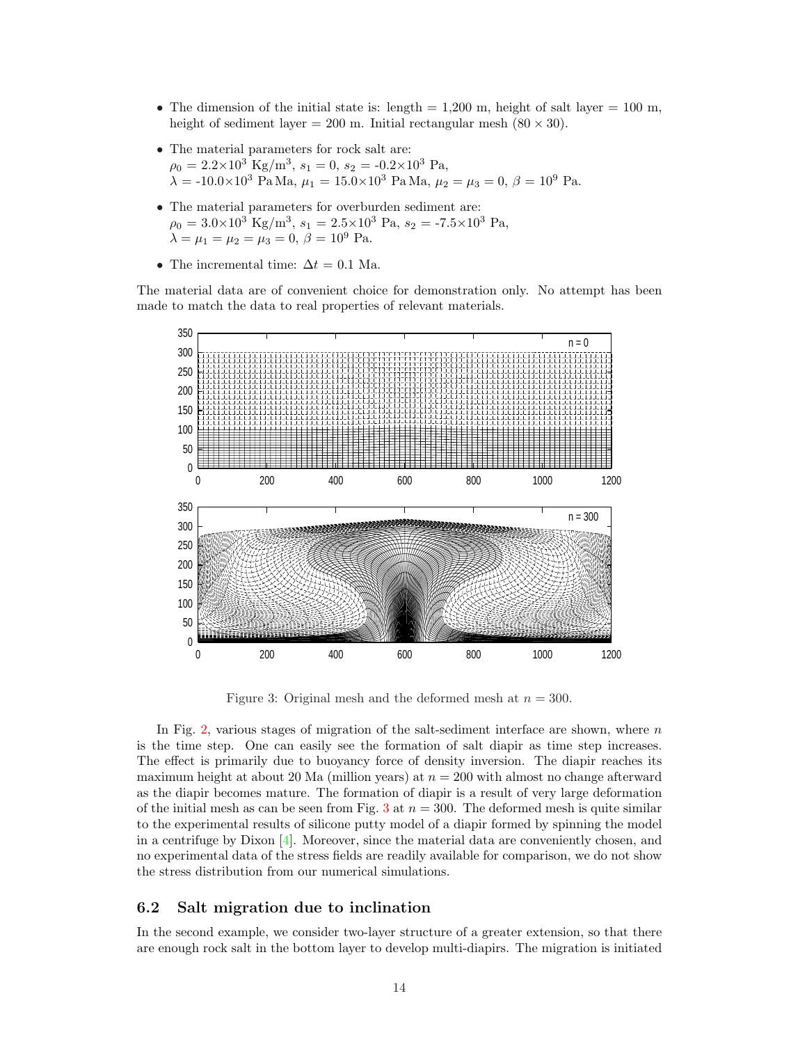- The dimension of the initial state is: length = 1,200 m, height of salt layer = 100 m, height of sediment layer = 200 m. Initial rectangular mesh ($80 \times 30$).
- The material parameters for rock salt are:
  $\rho_0 = 2.2{\times}10^3$ Kg/m$^3$, $s_1 = 0$, $s_2 =$ -$0.2{\times}10^3$ Pa,
  $\lambda =$ -$10.0{\times}10^3$ Pa Ma, $\mu_1 = 15.0{\times}10^3$ Pa Ma, $\mu_2 = \mu_3 = 0$, $\beta = 10^9$ Pa.
- The material parameters for overburden sediment are:
  $\rho_0 = 3.0{\times}10^3$ Kg/m$^3$, $s_1 = 2.5{\times}10^3$ Pa, $s_2 =$ -$7.5{\times}10^3$ Pa,
  $\lambda = \mu_1 = \mu_2 = \mu_3 = 0$, $\beta = 10^9$ Pa.
- The incremental time: $\Delta t = 0.1$ Ma.

The material data are of convenient choice for demonstration only. No attempt has been made to match the data to real properties of relevant materials.

Figure 3: Original mesh and the deformed mesh at $n = 300$.

In Fig. 2, various stages of migration of the salt-sediment interface are shown, where $n$ is the time step. One can easily see the formation of salt diapir as time step increases. The effect is primarily due to buoyancy force of density inversion. The diapir reaches its maximum height at about 20 Ma (million years) at $n = 200$ with almost no change afterward as the diapir becomes mature. The formation of diapir is a result of very large deformation of the initial mesh as can be seen from Fig. 3 at $n = 300$. The deformed mesh is quite similar to the experimental results of silicone putty model of a diapir formed by spinning the model in a centrifuge by Dixon [4]. Moreover, since the material data are conveniently chosen, and no experimental data of the stress fields are readily available for comparison, we do not show the stress distribution from our numerical simulations.

## 6.2 Salt migration due to inclination

In the second example, we consider two-layer structure of a greater extension, so that there are enough rock salt in the bottom layer to develop multi-diapirs. The migration is initiated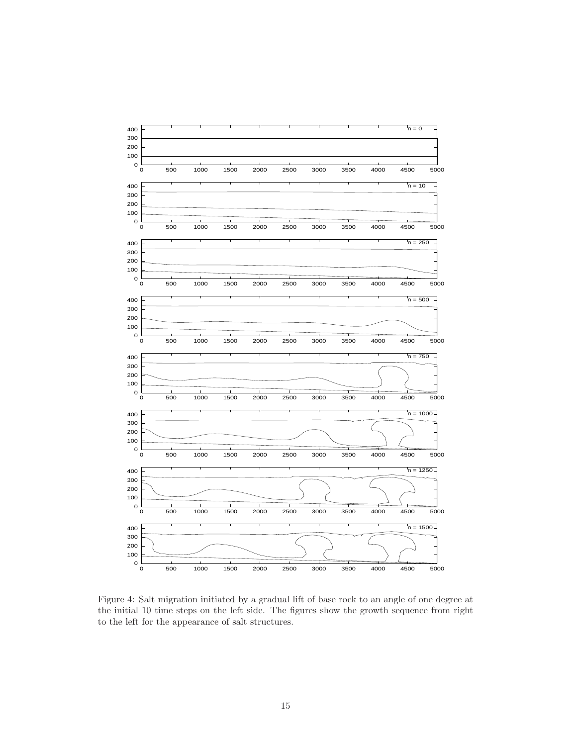Figure 4: Salt migration initiated by a gradual lift of base rock to an angle of one degree at the initial 10 time steps on the left side. The figures show the growth sequence from right to the left for the appearance of salt structures.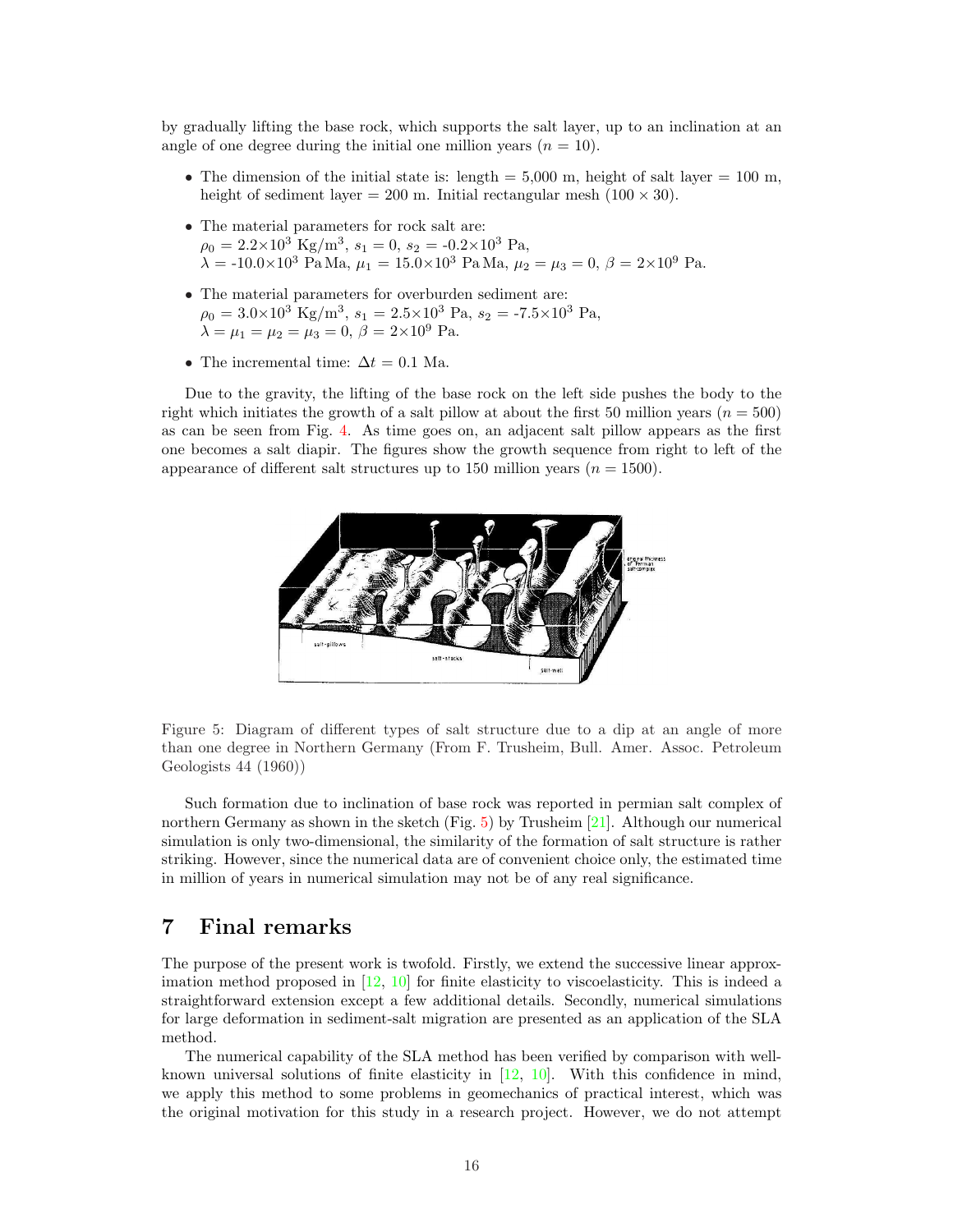by gradually lifting the base rock, which supports the salt layer, up to an inclination at an angle of one degree during the initial one million years ($n = 10$).

- The dimension of the initial state is: length = 5,000 m, height of salt layer = 100 m, height of sediment layer = 200 m. Initial rectangular mesh ($100 \times 30$).
- The material parameters for rock salt are:
  $\rho_0 = 2.2 \times 10^3$ Kg/m$^3$, $s_1 = 0$, $s_2 = -0.2 \times 10^3$ Pa,
  $\lambda = -10.0 \times 10^3$ Pa Ma, $\mu_1 = 15.0 \times 10^3$ Pa Ma, $\mu_2 = \mu_3 = 0$, $\beta = 2 \times 10^9$ Pa.
- The material parameters for overburden sediment are:
  $\rho_0 = 3.0 \times 10^3$ Kg/m$^3$, $s_1 = 2.5 \times 10^3$ Pa, $s_2 = -7.5 \times 10^3$ Pa,
  $\lambda = \mu_1 = \mu_2 = \mu_3 = 0$, $\beta = 2 \times 10^9$ Pa.
- The incremental time: $\Delta t = 0.1$ Ma.

Due to the gravity, the lifting of the base rock on the left side pushes the body to the right which initiates the growth of a salt pillow at about the first 50 million years ($n = 500$) as can be seen from Fig. 4. As time goes on, an adjacent salt pillow appears as the first one becomes a salt diapir. The figures show the growth sequence from right to left of the appearance of different salt structures up to 150 million years ($n = 1500$).

Figure 5: Diagram of different types of salt structure due to a dip at an angle of more than one degree in Northern Germany (From F. Trusheim, Bull. Amer. Assoc. Petroleum Geologists 44 (1960))

Such formation due to inclination of base rock was reported in permian salt complex of northern Germany as shown in the sketch (Fig. 5) by Trusheim [21]. Although our numerical simulation is only two-dimensional, the similarity of the formation of salt structure is rather striking. However, since the numerical data are of convenient choice only, the estimated time in million of years in numerical simulation may not be of any real significance.

# 7 Final remarks

The purpose of the present work is twofold. Firstly, we extend the successive linear approximation method proposed in [12, 10] for finite elasticity to viscoelasticity. This is indeed a straightforward extension except a few additional details. Secondly, numerical simulations for large deformation in sediment-salt migration are presented as an application of the SLA method.

The numerical capability of the SLA method has been verified by comparison with well-known universal solutions of finite elasticity in [12, 10]. With this confidence in mind, we apply this method to some problems in geomechanics of practical interest, which was the original motivation for this study in a research project. However, we do not attempt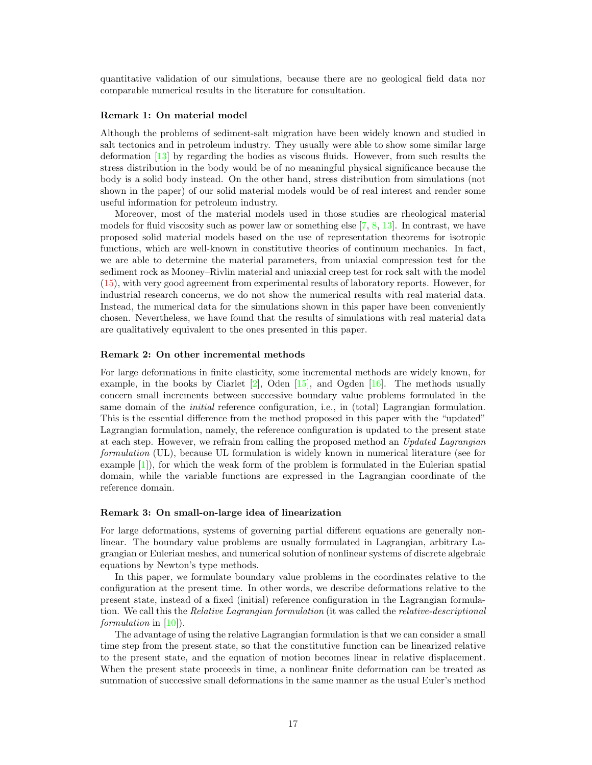quantitative validation of our simulations, because there are no geological field data nor comparable numerical results in the literature for consultation.

### Remark 1: On material model

Although the problems of sediment-salt migration have been widely known and studied in salt tectonics and in petroleum industry. They usually were able to show some similar large deformation [13] by regarding the bodies as viscous fluids. However, from such results the stress distribution in the body would be of no meaningful physical significance because the body is a solid body instead. On the other hand, stress distribution from simulations (not shown in the paper) of our solid material models would be of real interest and render some useful information for petroleum industry.

Moreover, most of the material models used in those studies are rheological material models for fluid viscosity such as power law or something else [7, 8, 13]. In contrast, we have proposed solid material models based on the use of representation theorems for isotropic functions, which are well-known in constitutive theories of continuum mechanics. In fact, we are able to determine the material parameters, from uniaxial compression test for the sediment rock as Mooney–Rivlin material and uniaxial creep test for rock salt with the model (15), with very good agreement from experimental results of laboratory reports. However, for industrial research concerns, we do not show the numerical results with real material data. Instead, the numerical data for the simulations shown in this paper have been conveniently chosen. Nevertheless, we have found that the results of simulations with real material data are qualitatively equivalent to the ones presented in this paper.

### Remark 2: On other incremental methods

For large deformations in finite elasticity, some incremental methods are widely known, for example, in the books by Ciarlet [2], Oden [15], and Ogden [16]. The methods usually concern small increments between successive boundary value problems formulated in the same domain of the *initial* reference configuration, i.e., in (total) Lagrangian formulation. This is the essential difference from the method proposed in this paper with the "updated" Lagrangian formulation, namely, the reference configuration is updated to the present state at each step. However, we refrain from calling the proposed method an *Updated Lagrangian formulation* (UL), because UL formulation is widely known in numerical literature (see for example [1]), for which the weak form of the problem is formulated in the Eulerian spatial domain, while the variable functions are expressed in the Lagrangian coordinate of the reference domain.

### Remark 3: On small-on-large idea of linearization

For large deformations, systems of governing partial different equations are generally nonlinear. The boundary value problems are usually formulated in Lagrangian, arbitrary Lagrangian or Eulerian meshes, and numerical solution of nonlinear systems of discrete algebraic equations by Newton's type methods.

In this paper, we formulate boundary value problems in the coordinates relative to the configuration at the present time. In other words, we describe deformations relative to the present state, instead of a fixed (initial) reference configuration in the Lagrangian formulation. We call this the *Relative Lagrangian formulation* (it was called the *relative-descriptional formulation* in [10]).

The advantage of using the relative Lagrangian formulation is that we can consider a small time step from the present state, so that the constitutive function can be linearized relative to the present state, and the equation of motion becomes linear in relative displacement. When the present state proceeds in time, a nonlinear finite deformation can be treated as summation of successive small deformations in the same manner as the usual Euler's method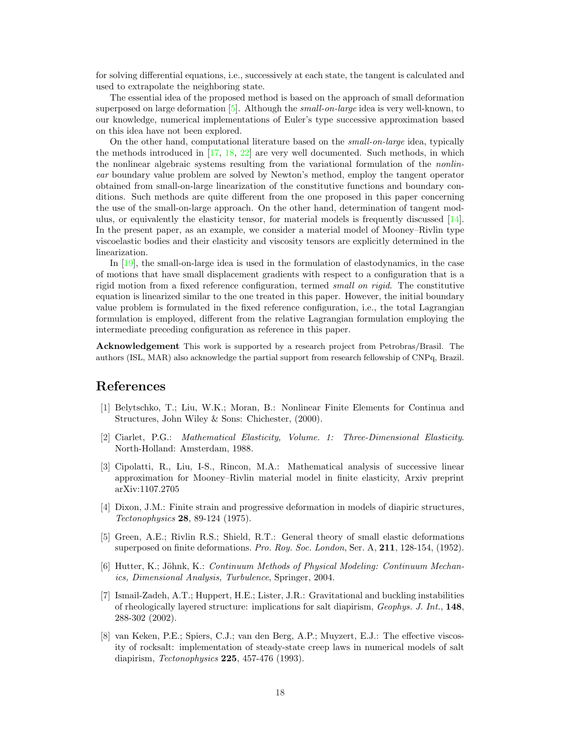for solving differential equations, i.e., successively at each state, the tangent is calculated and used to extrapolate the neighboring state.

The essential idea of the proposed method is based on the approach of small deformation superposed on large deformation [5]. Although the *small-on-large* idea is very well-known, to our knowledge, numerical implementations of Euler's type successive approximation based on this idea have not been explored.

On the other hand, computational literature based on the *small-on-large* idea, typically the methods introduced in [17, 18, 22] are very well documented. Such methods, in which the nonlinear algebraic systems resulting from the variational formulation of the *nonlinear* boundary value problem are solved by Newton's method, employ the tangent operator obtained from small-on-large linearization of the constitutive functions and boundary conditions. Such methods are quite different from the one proposed in this paper concerning the use of the small-on-large approach. On the other hand, determination of tangent modulus, or equivalently the elasticity tensor, for material models is frequently discussed [14]. In the present paper, as an example, we consider a material model of Mooney–Rivlin type viscoelastic bodies and their elasticity and viscosity tensors are explicitly determined in the linearization.

In [19], the small-on-large idea is used in the formulation of elastodynamics, in the case of motions that have small displacement gradients with respect to a configuration that is a rigid motion from a fixed reference configuration, termed *small on rigid*. The constitutive equation is linearized similar to the one treated in this paper. However, the initial boundary value problem is formulated in the fixed reference configuration, i.e., the total Lagrangian formulation is employed, different from the relative Lagrangian formulation employing the intermediate preceding configuration as reference in this paper.

**Acknowledgement** This work is supported by a research project from Petrobras/Brasil. The authors (ISL, MAR) also acknowledge the partial support from research fellowship of CNPq, Brazil.

# References

[1] Belytschko, T.; Liu, W.K.; Moran, B.: Nonlinear Finite Elements for Continua and Structures, John Wiley & Sons: Chichester, (2000).

[2] Ciarlet, P.G.: *Mathematical Elasticity, Volume. 1: Three-Dimensional Elasticity*. North-Holland: Amsterdam, 1988.

[3] Cipolatti, R., Liu, I-S., Rincon, M.A.: Mathematical analysis of successive linear approximation for Mooney–Rivlin material model in finite elasticity, Arxiv preprint arXiv:1107.2705

[4] Dixon, J.M.: Finite strain and progressive deformation in models of diapiric structures, *Tectonophysics* **28**, 89-124 (1975).

[5] Green, A.E.; Rivlin R.S.; Shield, R.T.: General theory of small elastic deformations superposed on finite deformations. *Pro. Roy. Soc. London*, Ser. A, **211**, 128-154, (1952).

[6] Hutter, K.; Jöhnk, K.: *Continuum Methods of Physical Modeling: Continuum Mechanics, Dimensional Analysis, Turbulence*, Springer, 2004.

[7] Ismail-Zadeh, A.T.; Huppert, H.E.; Lister, J.R.: Gravitational and buckling instabilities of rheologically layered structure: implications for salt diapirism, *Geophys. J. Int.*, **148**, 288-302 (2002).

[8] van Keken, P.E.; Spiers, C.J.; van den Berg, A.P.; Muyzert, E.J.: The effective viscosity of rocksalt: implementation of steady-state creep laws in numerical models of salt diapirism, *Tectonophysics* **225**, 457-476 (1993).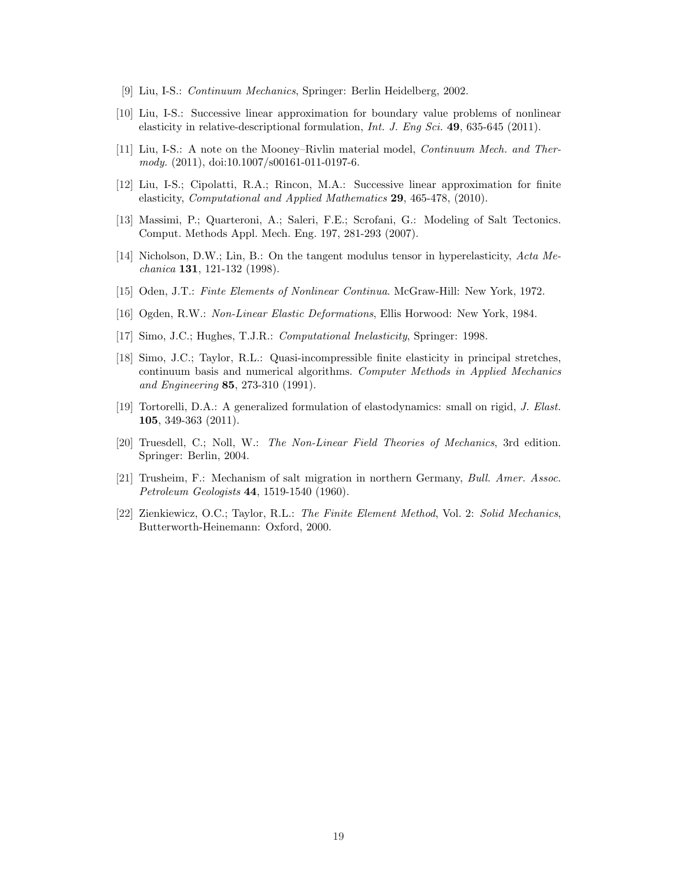[9] Liu, I-S.: *Continuum Mechanics*, Springer: Berlin Heidelberg, 2002.

[10] Liu, I-S.: Successive linear approximation for boundary value problems of nonlinear elasticity in relative-descriptional formulation, *Int. J. Eng Sci.* **49**, 635-645 (2011).

[11] Liu, I-S.: A note on the Mooney–Rivlin material model, *Continuum Mech. and Thermody.* (2011), doi:10.1007/s00161-011-0197-6.

[12] Liu, I-S.; Cipolatti, R.A.; Rincon, M.A.: Successive linear approximation for finite elasticity, *Computational and Applied Mathematics* **29**, 465-478, (2010).

[13] Massimi, P.; Quarteroni, A.; Saleri, F.E.; Scrofani, G.: Modeling of Salt Tectonics. Comput. Methods Appl. Mech. Eng. 197, 281-293 (2007).

[14] Nicholson, D.W.; Lin, B.: On the tangent modulus tensor in hyperelasticity, *Acta Mechanica* **131**, 121-132 (1998).

[15] Oden, J.T.: *Finte Elements of Nonlinear Continua*. McGraw-Hill: New York, 1972.

[16] Ogden, R.W.: *Non-Linear Elastic Deformations*, Ellis Horwood: New York, 1984.

[17] Simo, J.C.; Hughes, T.J.R.: *Computational Inelasticity*, Springer: 1998.

[18] Simo, J.C.; Taylor, R.L.: Quasi-incompressible finite elasticity in principal stretches, continuum basis and numerical algorithms. *Computer Methods in Applied Mechanics and Engineering* **85**, 273-310 (1991).

[19] Tortorelli, D.A.: A generalized formulation of elastodynamics: small on rigid, *J. Elast.* **105**, 349-363 (2011).

[20] Truesdell, C.; Noll, W.: *The Non-Linear Field Theories of Mechanics*, 3rd edition. Springer: Berlin, 2004.

[21] Trusheim, F.: Mechanism of salt migration in northern Germany, *Bull. Amer. Assoc. Petroleum Geologists* **44**, 1519-1540 (1960).

[22] Zienkiewicz, O.C.; Taylor, R.L.: *The Finite Element Method*, Vol. 2: *Solid Mechanics*, Butterworth-Heinemann: Oxford, 2000.